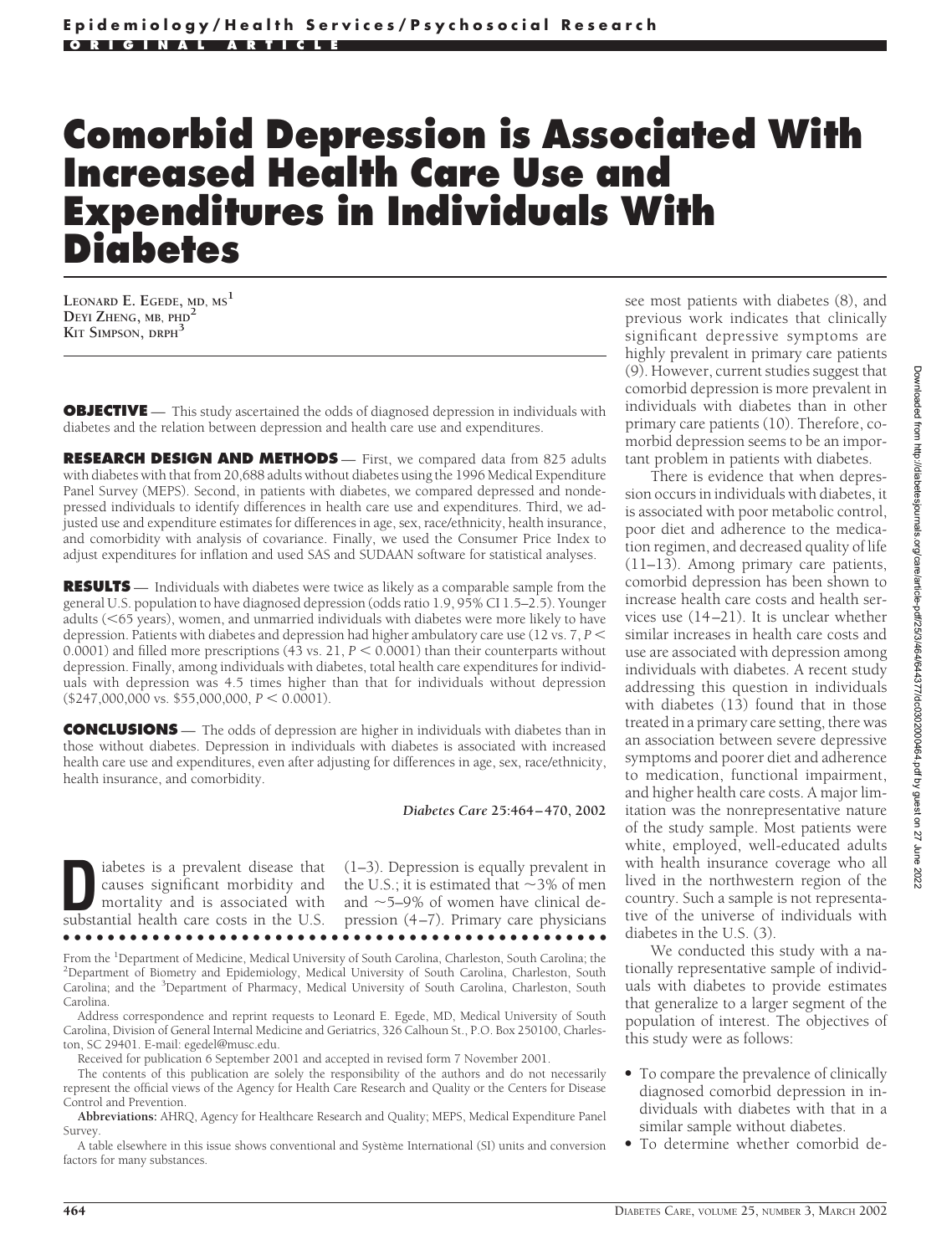# Comorbid Depression is Associated With Increased Health Care Use and Expenditures in Individuals With Diabetes

**LEONARD E. EGEDE, MD, MS**[1]
**DEYI ZHENG, MB, PHD**[2]
**KIT SIMPSON, DRPH**[3]

**OBJECTIVE** — This study ascertained the odds of diagnosed depression in individuals with diabetes and the relation between depression and health care use and expenditures.

**RESEARCH DESIGN AND METHODS** — First, we compared data from 825 adults with diabetes with that from 20,688 adults without diabetes using the 1996 Medical Expenditure Panel Survey (MEPS). Second, in patients with diabetes, we compared depressed and nondepressed individuals to identify differences in health care use and expenditures. Third, we adjusted use and expenditure estimates for differences in age, sex, race/ethnicity, health insurance, and comorbidity with analysis of covariance. Finally, we used the Consumer Price Index to adjust expenditures for inflation and used SAS and SUDAAN software for statistical analyses.

**RESULTS** — Individuals with diabetes were twice as likely as a comparable sample from the general U.S. population to have diagnosed depression (odds ratio 1.9, 95% CI 1.5–2.5). Younger adults (<65 years), women, and unmarried individuals with diabetes were more likely to have depression. Patients with diabetes and depression had higher ambulatory care use (12 vs. 7, $P < 0.0001$) and filled more prescriptions (43 vs. 21, $P < 0.0001$) than their counterparts without depression. Finally, among individuals with diabetes, total health care expenditures for individuals with depression was 4.5 times higher than that for individuals without depression (\$247,000,000 vs. \$55,000,000, $P < 0.0001$).

**CONCLUSIONS** — The odds of depression are higher in individuals with diabetes than in those without diabetes. Depression in individuals with diabetes is associated with increased health care use and expenditures, even after adjusting for differences in age, sex, race/ethnicity, health insurance, and comorbidity.

*Diabetes Care* 25:464–470, 2002

Diabetes is a prevalent disease that causes significant morbidity and mortality and is associated with substantial health care costs in the U.S. (1–3). Depression is equally prevalent in the U.S.; it is estimated that ~3% of men and ~5–9% of women have clinical depression (4–7). Primary care physicians see most patients with diabetes (8), and previous work indicates that clinically significant depressive symptoms are highly prevalent in primary care patients (9). However, current studies suggest that comorbid depression is more prevalent in individuals with diabetes than in other primary care patients (10). Therefore, comorbid depression seems to be an important problem in patients with diabetes.

There is evidence that when depression occurs in individuals with diabetes, it is associated with poor metabolic control, poor diet and adherence to the medication regimen, and decreased quality of life (11–13). Among primary care patients, comorbid depression has been shown to increase health care costs and health services use (14–21). It is unclear whether similar increases in health care costs and use are associated with depression among individuals with diabetes. A recent study addressing this question in individuals with diabetes (13) found that in those treated in a primary care setting, there was an association between severe depressive symptoms and poorer diet and adherence to medication, functional impairment, and higher health care costs. A major limitation was the nonrepresentative nature of the study sample. Most patients were white, employed, well-educated adults with health insurance coverage who all lived in the northwestern region of the country. Such a sample is not representative of the universe of individuals with diabetes in the U.S. (3).

We conducted this study with a nationally representative sample of individuals with diabetes to provide estimates that generalize to a larger segment of the population of interest. The objectives of this study were as follows:

- To compare the prevalence of clinically diagnosed comorbid depression in individuals with diabetes with that in a similar sample without diabetes.
- To determine whether comorbid de-

From the [1]Department of Medicine, Medical University of South Carolina, Charleston, South Carolina; the [2]Department of Biometry and Epidemiology, Medical University of South Carolina, Charleston, South Carolina; and the [3]Department of Pharmacy, Medical University of South Carolina, Charleston, South Carolina.

Address correspondence and reprint requests to Leonard E. Egede, MD, Medical University of South Carolina, Division of General Internal Medicine and Geriatrics, 326 Calhoun St., P.O. Box 250100, Charleston, SC 29401. E-mail: egedel@musc.edu.

Received for publication 6 September 2001 and accepted in revised form 7 November 2001.

The contents of this publication are solely the responsibility of the authors and do not necessarily represent the official views of the Agency for Health Care Research and Quality or the Centers for Disease Control and Prevention.

**Abbreviations:** AHRQ, Agency for Healthcare Research and Quality; MEPS, Medical Expenditure Panel Survey.

A table elsewhere in this issue shows conventional and Système International (SI) units and conversion factors for many substances.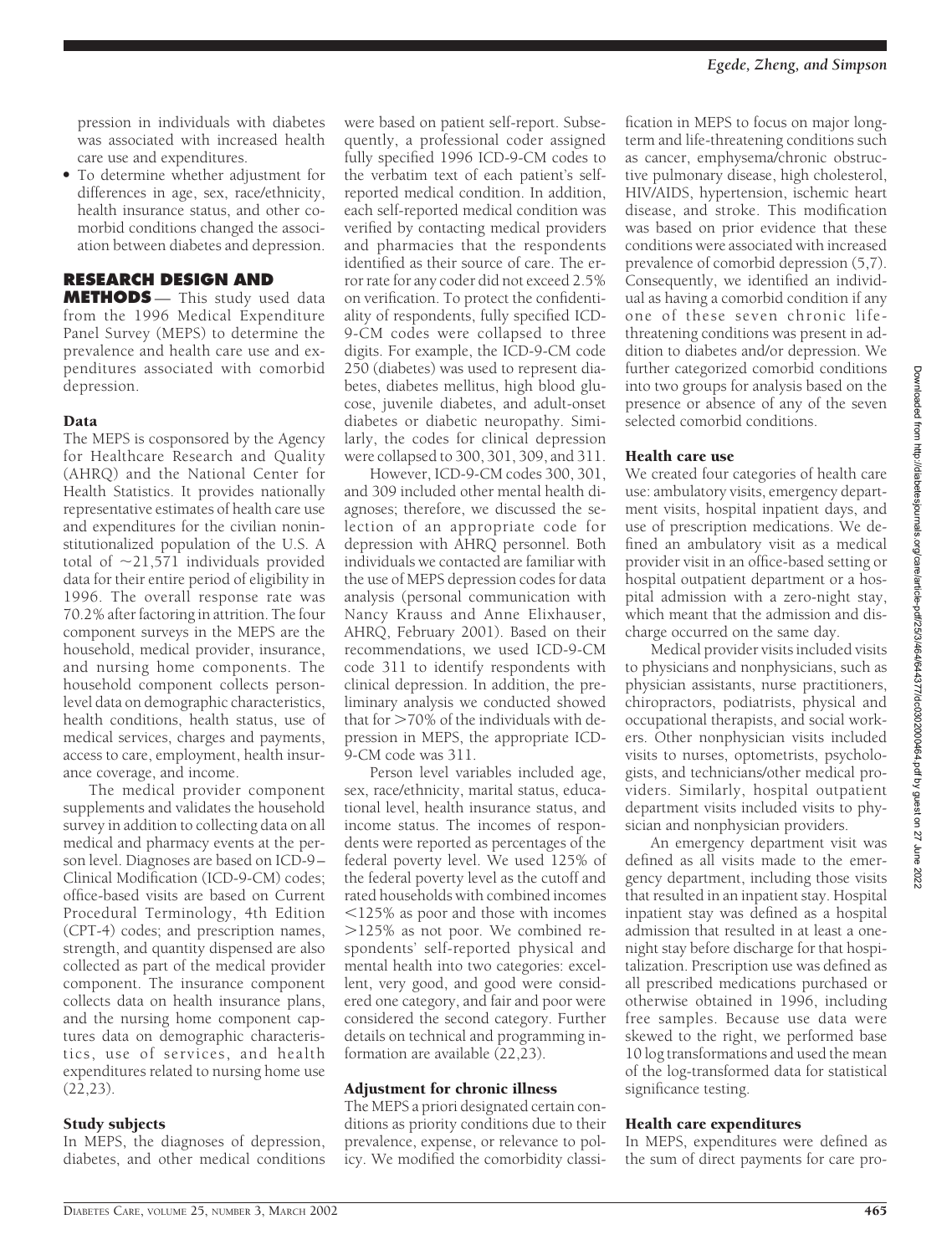pression in individuals with diabetes was associated with increased health care use and expenditures.

- To determine whether adjustment for differences in age, sex, race/ethnicity, health insurance status, and other comorbid conditions changed the association between diabetes and depression.

## RESEARCH DESIGN AND METHODS

This study used data from the 1996 Medical Expenditure Panel Survey (MEPS) to determine the prevalence and health care use and expenditures associated with comorbid depression.

### Data

The MEPS is cosponsored by the Agency for Healthcare Research and Quality (AHRQ) and the National Center for Health Statistics. It provides nationally representative estimates of health care use and expenditures for the civilian noninstitutionalized population of the U.S. A total of ~21,571 individuals provided data for their entire period of eligibility in 1996. The overall response rate was 70.2% after factoring in attrition. The four component surveys in the MEPS are the household, medical provider, insurance, and nursing home components. The household component collects person-level data on demographic characteristics, health conditions, health status, use of medical services, charges and payments, access to care, employment, health insurance coverage, and income.

The medical provider component supplements and validates the household survey in addition to collecting data on all medical and pharmacy events at the person level. Diagnoses are based on ICD-9–Clinical Modification (ICD-9-CM) codes; office-based visits are based on Current Procedural Terminology, 4th Edition (CPT-4) codes; and prescription names, strength, and quantity dispensed are also collected as part of the medical provider component. The insurance component collects data on health insurance plans, and the nursing home component captures data on demographic characteristics, use of services, and health expenditures related to nursing home use (22,23).

### Study subjects

In MEPS, the diagnoses of depression, diabetes, and other medical conditions were based on patient self-report. Subsequently, a professional coder assigned fully specified 1996 ICD-9-CM codes to the verbatim text of each patient's self-reported medical condition. In addition, each self-reported medical condition was verified by contacting medical providers and pharmacies that the respondents identified as their source of care. The error rate for any coder did not exceed 2.5% on verification. To protect the confidentiality of respondents, fully specified ICD-9-CM codes were collapsed to three digits. For example, the ICD-9-CM code 250 (diabetes) was used to represent diabetes, diabetes mellitus, high blood glucose, juvenile diabetes, and adult-onset diabetes or diabetic neuropathy. Similarly, the codes for clinical depression were collapsed to 300, 301, 309, and 311.

However, ICD-9-CM codes 300, 301, and 309 included other mental health diagnoses; therefore, we discussed the selection of an appropriate code for depression with AHRQ personnel. Both individuals we contacted are familiar with the use of MEPS depression codes for data analysis (personal communication with Nancy Krauss and Anne Elixhauser, AHRQ, February 2001). Based on their recommendations, we used ICD-9-CM code 311 to identify respondents with clinical depression. In addition, the preliminary analysis we conducted showed that for >70% of the individuals with depression in MEPS, the appropriate ICD-9-CM code was 311.

Person level variables included age, sex, race/ethnicity, marital status, educational level, health insurance status, and income status. The incomes of respondents were reported as percentages of the federal poverty level. We used 125% of the federal poverty level as the cutoff and rated households with combined incomes <125% as poor and those with incomes >125% as not poor. We combined respondents' self-reported physical and mental health into two categories: excellent, very good, and good were considered one category, and fair and poor were considered the second category. Further details on technical and programming information are available (22,23).

### Adjustment for chronic illness

The MEPS a priori designated certain conditions as priority conditions due to their prevalence, expense, or relevance to policy. We modified the comorbidity classification in MEPS to focus on major long-term and life-threatening conditions such as cancer, emphysema/chronic obstructive pulmonary disease, high cholesterol, HIV/AIDS, hypertension, ischemic heart disease, and stroke. This modification was based on prior evidence that these conditions were associated with increased prevalence of comorbid depression (5,7). Consequently, we identified an individual as having a comorbid condition if any one of these seven chronic life-threatening conditions was present in addition to diabetes and/or depression. We further categorized comorbid conditions into two groups for analysis based on the presence or absence of any of the seven selected comorbid conditions.

### Health care use

We created four categories of health care use: ambulatory visits, emergency department visits, hospital inpatient days, and use of prescription medications. We defined an ambulatory visit as a medical provider visit in an office-based setting or hospital outpatient department or a hospital admission with a zero-night stay, which meant that the admission and discharge occurred on the same day.

Medical provider visits included visits to physicians and nonphysicians, such as physician assistants, nurse practitioners, chiropractors, podiatrists, physical and occupational therapists, and social workers. Other nonphysician visits included visits to nurses, optometrists, psychologists, and technicians/other medical providers. Similarly, hospital outpatient department visits included visits to physician and nonphysician providers.

An emergency department visit was defined as all visits made to the emergency department, including those visits that resulted in an inpatient stay. Hospital inpatient stay was defined as a hospital admission that resulted in at least a one-night stay before discharge for that hospitalization. Prescription use was defined as all prescribed medications purchased or otherwise obtained in 1996, including free samples. Because use data were skewed to the right, we performed base 10 log transformations and used the mean of the log-transformed data for statistical significance testing.

### Health care expenditures

In MEPS, expenditures were defined as the sum of direct payments for care pro-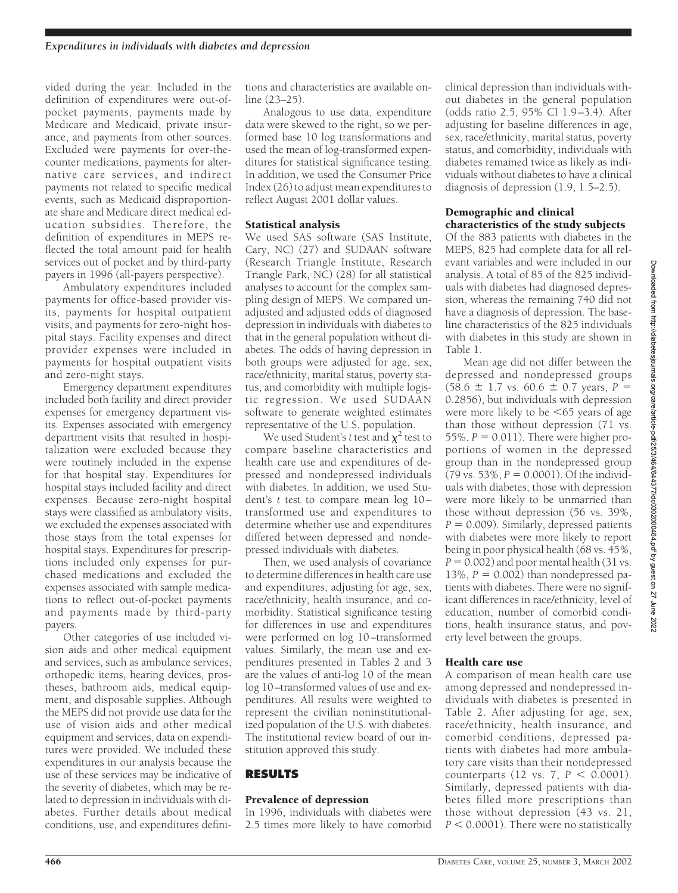vided during the year. Included in the definition of expenditures were out-of-pocket payments, payments made by Medicare and Medicaid, private insurance, and payments from other sources. Excluded were payments for over-the-counter medications, payments for alternative care services, and indirect payments not related to specific medical events, such as Medicaid disproportionate share and Medicare direct medical education subsidies. Therefore, the definition of expenditures in MEPS reflected the total amount paid for health services out of pocket and by third-party payers in 1996 (all-payers perspective).

Ambulatory expenditures included payments for office-based provider visits, payments for hospital outpatient visits, and payments for zero-night hospital stays. Facility expenses and direct provider expenses were included in payments for hospital outpatient visits and zero-night stays.

Emergency department expenditures included both facility and direct provider expenses for emergency department visits. Expenses associated with emergency department visits that resulted in hospitalization were excluded because they were routinely included in the expense for that hospital stay. Expenditures for hospital stays included facility and direct expenses. Because zero-night hospital stays were classified as ambulatory visits, we excluded the expenses associated with those stays from the total expenses for hospital stays. Expenditures for prescriptions included only expenses for purchased medications and excluded the expenses associated with sample medications to reflect out-of-pocket payments and payments made by third-party payers.

Other categories of use included vision aids and other medical equipment and services, such as ambulance services, orthopedic items, hearing devices, prostheses, bathroom aids, medical equipment, and disposable supplies. Although the MEPS did not provide use data for the use of vision aids and other medical equipment and services, data on expenditures were provided. We included these expenditures in our analysis because the use of these services may be indicative of the severity of diabetes, which may be related to depression in individuals with diabetes. Further details about medical conditions, use, and expenditures definitions and characteristics are available online (23–25).

Analogous to use data, expenditure data were skewed to the right, so we performed base 10 log transformations and used the mean of log-transformed expenditures for statistical significance testing. In addition, we used the Consumer Price Index (26) to adjust mean expenditures to reflect August 2001 dollar values.

### Statistical analysis

We used SAS software (SAS Institute, Cary, NC) (27) and SUDAAN software (Research Triangle Institute, Research Triangle Park, NC) (28) for all statistical analyses to account for the complex sampling design of MEPS. We compared unadjusted and adjusted odds of diagnosed depression in individuals with diabetes to that in the general population without diabetes. The odds of having depression in both groups were adjusted for age, sex, race/ethnicity, marital status, poverty status, and comorbidity with multiple logistic regression. We used SUDAAN software to generate weighted estimates representative of the U.S. population.

We used Student's *t* test and $\chi^2$ test to compare baseline characteristics and health care use and expenditures of depressed and nondepressed individuals with diabetes. In addition, we used Student's *t* test to compare mean log 10–transformed use and expenditures to determine whether use and expenditures differed between depressed and nondepressed individuals with diabetes.

Then, we used analysis of covariance to determine differences in health care use and expenditures, adjusting for age, sex, race/ethnicity, health insurance, and comorbidity. Statistical significance testing for differences in use and expenditures were performed on log 10–transformed values. Similarly, the mean use and expenditures presented in Tables 2 and 3 are the values of anti-log 10 of the mean log 10–transformed values of use and expenditures. All results were weighted to represent the civilian noninstitutionalized population of the U.S. with diabetes. The institutional review board of our institution approved this study.

## RESULTS

### Prevalence of depression

In 1996, individuals with diabetes were 2.5 times more likely to have comorbid clinical depression than individuals without diabetes in the general population (odds ratio 2.5, 95% CI 1.9–3.4). After adjusting for baseline differences in age, sex, race/ethnicity, marital status, poverty status, and comorbidity, individuals with diabetes remained twice as likely as individuals without diabetes to have a clinical diagnosis of depression (1.9, 1.5–2.5).

### Demographic and clinical characteristics of the study subjects

Of the 883 patients with diabetes in the MEPS, 825 had complete data for all relevant variables and were included in our analysis. A total of 85 of the 825 individuals with diabetes had diagnosed depression, whereas the remaining 740 did not have a diagnosis of depression. The baseline characteristics of the 825 individuals with diabetes in this study are shown in Table 1.

Mean age did not differ between the depressed and nondepressed groups ($58.6 \pm 1.7$ vs. $60.6 \pm 0.7$ years, $P = 0.2856$), but individuals with depression were more likely to be <65 years of age than those without depression (71 vs. 55%, $P = 0.011$). There were higher proportions of women in the depressed group than in the nondepressed group (79 vs. 53%, $P = 0.0001$). Of the individuals with diabetes, those with depression were more likely to be unmarried than those without depression (56 vs. 39%, $P = 0.009$). Similarly, depressed patients with diabetes were more likely to report being in poor physical health (68 vs. 45%, $P = 0.002$) and poor mental health (31 vs. 13%, $P = 0.002$) than nondepressed patients with diabetes. There were no significant differences in race/ethnicity, level of education, number of comorbid conditions, health insurance status, and poverty level between the groups.

### Health care use

A comparison of mean health care use among depressed and nondepressed individuals with diabetes is presented in Table 2. After adjusting for age, sex, race/ethnicity, health insurance, and comorbid conditions, depressed patients with diabetes had more ambulatory care visits than their nondepressed counterparts (12 vs. 7, $P < 0.0001$). Similarly, depressed patients with diabetes filled more prescriptions than those without depression (43 vs. 21, $P < 0.0001$). There were no statistically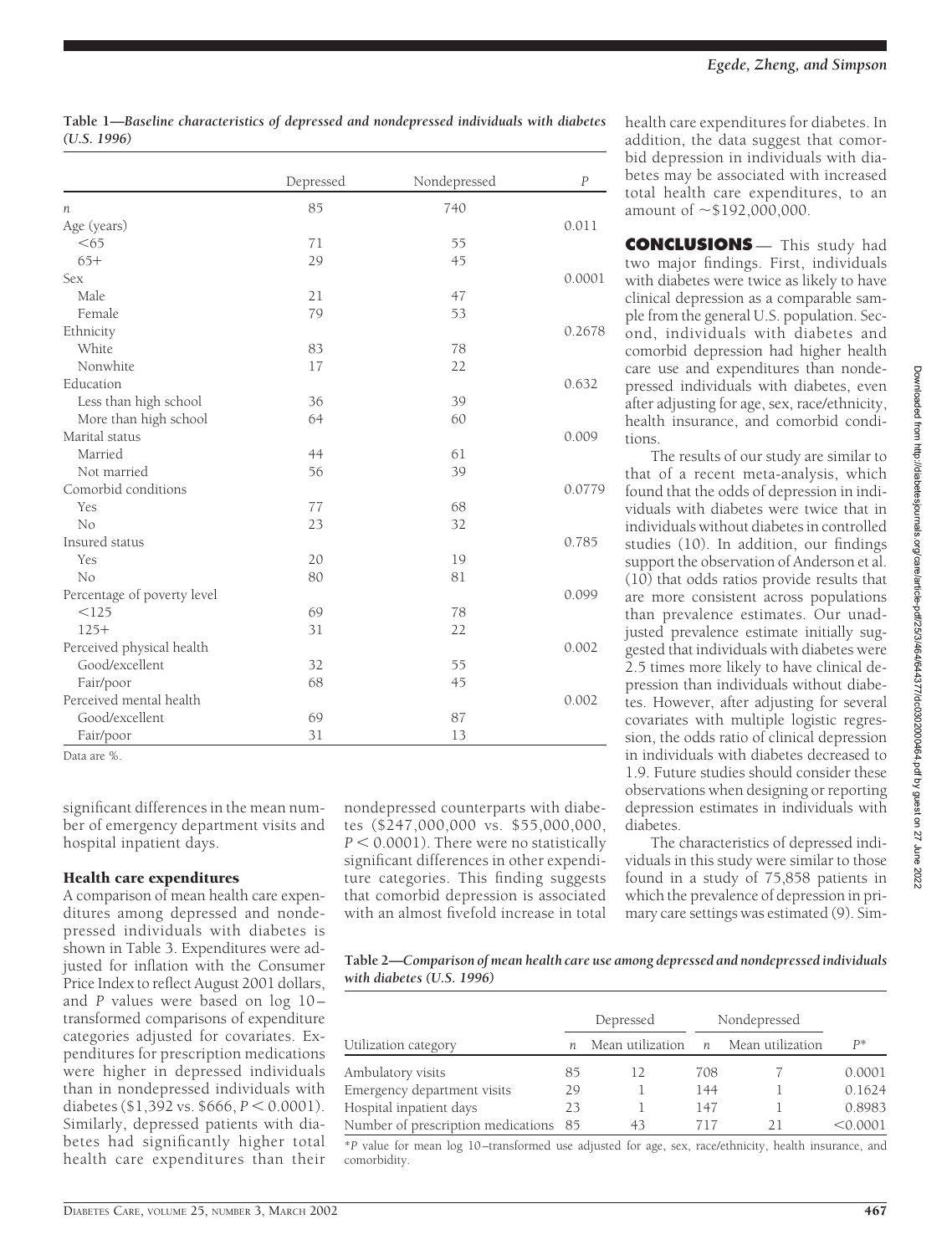**Table 1—*Baseline characteristics of depressed and nondepressed individuals with diabetes (U.S. 1996)***

| | Depressed | Nondepressed | *P* |
|---|---|---|---|
| *n* | 85 | 740 | |
| Age (years) | | | 0.011 |
| <65 | 71 | 55 | |
| 65+ | 29 | 45 | |
| Sex | | | 0.0001 |
| Male | 21 | 47 | |
| Female | 79 | 53 | |
| Ethnicity | | | 0.2678 |
| White | 83 | 78 | |
| Nonwhite | 17 | 22 | |
| Education | | | 0.632 |
| Less than high school | 36 | 39 | |
| More than high school | 64 | 60 | |
| Marital status | | | 0.009 |
| Married | 44 | 61 | |
| Not married | 56 | 39 | |
| Comorbid conditions | | | 0.0779 |
| Yes | 77 | 68 | |
| No | 23 | 32 | |
| Insured status | | | 0.785 |
| Yes | 20 | 19 | |
| No | 80 | 81 | |
| Percentage of poverty level | | | 0.099 |
| <125 | 69 | 78 | |
| 125+ | 31 | 22 | |
| Perceived physical health | | | 0.002 |
| Good/excellent | 32 | 55 | |
| Fair/poor | 68 | 45 | |
| Perceived mental health | | | 0.002 |
| Good/excellent | 69 | 87 | |
| Fair/poor | 31 | 13 | |

Data are %.

significant differences in the mean number of emergency department visits and hospital inpatient days.

### Health care expenditures

A comparison of mean health care expenditures among depressed and nondepressed individuals with diabetes is shown in Table 3. Expenditures were adjusted for inflation with the Consumer Price Index to reflect August 2001 dollars, and *P* values were based on log 10–transformed comparisons of expenditure categories adjusted for covariates. Expenditures for prescription medications were higher in depressed individuals than in nondepressed individuals with diabetes ($1,392 vs. $666, $P < 0.0001$). Similarly, depressed patients with diabetes had significantly higher total health care expenditures than their nondepressed counterparts with diabetes ($247,000,000 vs. $55,000,000, $P < 0.0001$). There were no statistically significant differences in other expenditure categories. This finding suggests that comorbid depression is associated with an almost fivefold increase in total health care expenditures for diabetes. In addition, the data suggest that comorbid depression in individuals with diabetes may be associated with increased total health care expenditures, to an amount of ~$192,000,000.

## CONCLUSIONS

This study had two major findings. First, individuals with diabetes were twice as likely to have clinical depression as a comparable sample from the general U.S. population. Second, individuals with diabetes and comorbid depression had higher health care use and expenditures than nondepressed individuals with diabetes, even after adjusting for age, sex, race/ethnicity, health insurance, and comorbid conditions.

The results of our study are similar to that of a recent meta-analysis, which found that the odds of depression in individuals with diabetes were twice that in individuals without diabetes in controlled studies (10). In addition, our findings support the observation of Anderson et al. (10) that odds ratios provide results that are more consistent across populations than prevalence estimates. Our unadjusted prevalence estimate initially suggested that individuals with diabetes were 2.5 times more likely to have clinical depression than individuals without diabetes. However, after adjusting for several covariates with multiple logistic regression, the odds ratio of clinical depression in individuals with diabetes decreased to 1.9. Future studies should consider these observations when designing or reporting depression estimates in individuals with diabetes.

The characteristics of depressed individuals in this study were similar to those found in a study of 75,858 patients in which the prevalence of depression in primary care settings was estimated (9). Sim-

**Table 2—*Comparison of mean health care use among depressed and nondepressed individuals with diabetes (U.S. 1996)***

| | Depressed | | Nondepressed | | |
|---|---|---|---|---|---|
| Utilization category | *n* | Mean utilization | *n* | Mean utilization | *P** |
| Ambulatory visits | 85 | 12 | 708 | 7 | 0.0001 |
| Emergency department visits | 29 | 1 | 144 | 1 | 0.1624 |
| Hospital inpatient days | 23 | 1 | 147 | 1 | 0.8983 |
| Number of prescription medications | 85 | 43 | 717 | 21 | <0.0001 |

**P* value for mean log 10–transformed use adjusted for age, sex, race/ethnicity, health insurance, and comorbidity.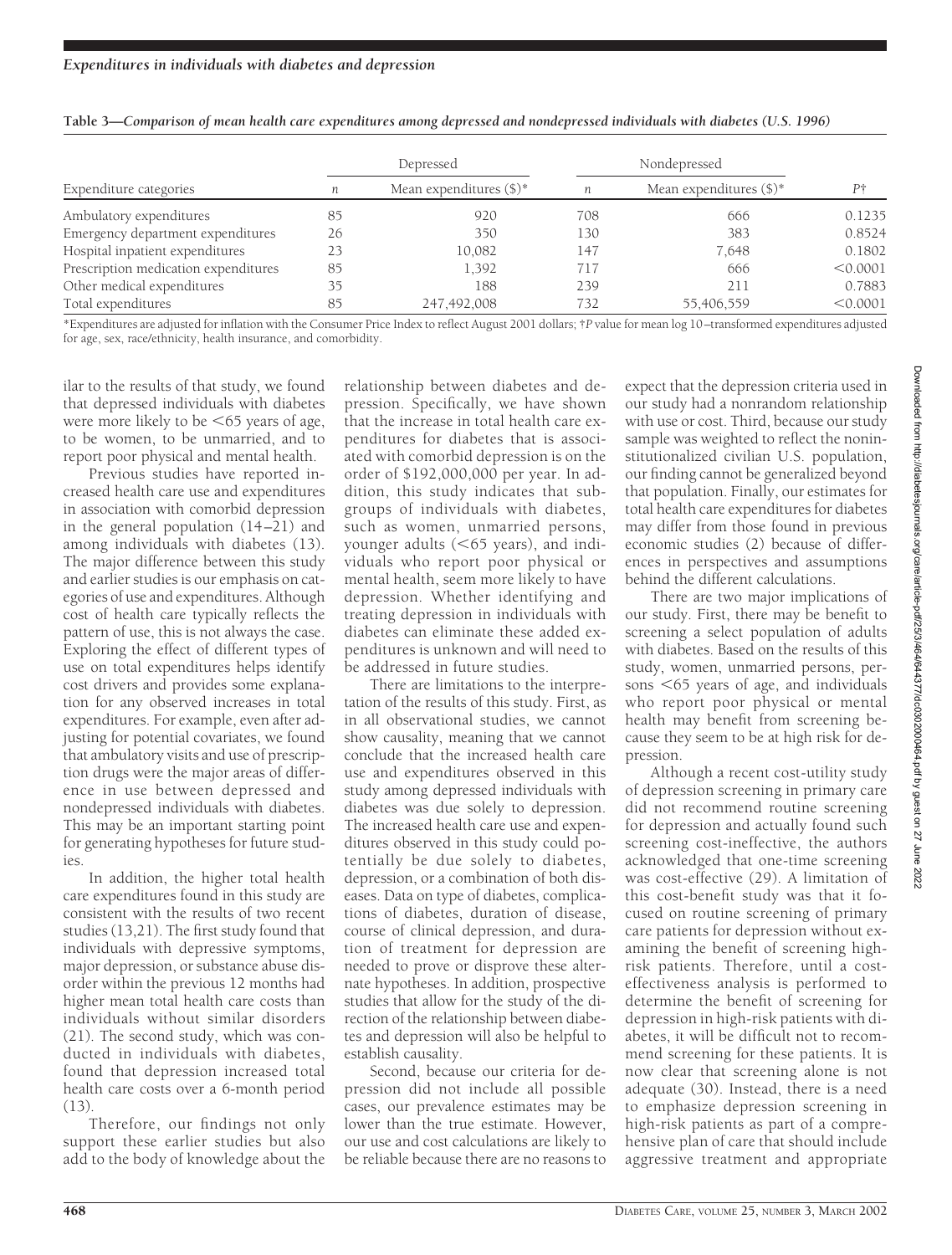**Table 3—Comparison of mean health care expenditures among depressed and nondepressed individuals with diabetes (U.S. 1996)**

| Expenditure categories | Depressed | | Nondepressed | | P† |
|---|---|---|---|---|---|
| | n | Mean expenditures ($)* | n | Mean expenditures ($)* | |
| Ambulatory expenditures | 85 | 920 | 708 | 666 | 0.1235 |
| Emergency department expenditures | 26 | 350 | 130 | 383 | 0.8524 |
| Hospital inpatient expenditures | 23 | 10,082 | 147 | 7,648 | 0.1802 |
| Prescription medication expenditures | 85 | 1,392 | 717 | 666 | <0.0001 |
| Other medical expenditures | 35 | 188 | 239 | 211 | 0.7883 |
| Total expenditures | 85 | 247,492,008 | 732 | 55,406,559 | <0.0001 |

*Expenditures are adjusted for inflation with the Consumer Price Index to reflect August 2001 dollars; †P value for mean log 10–transformed expenditures adjusted for age, sex, race/ethnicity, health insurance, and comorbidity.

ilar to the results of that study, we found that depressed individuals with diabetes were more likely to be <65 years of age, to be women, to be unmarried, and to report poor physical and mental health.

Previous studies have reported increased health care use and expenditures in association with comorbid depression in the general population (14–21) and among individuals with diabetes (13). The major difference between this study and earlier studies is our emphasis on categories of use and expenditures. Although cost of health care typically reflects the pattern of use, this is not always the case. Exploring the effect of different types of use on total expenditures helps identify cost drivers and provides some explanation for any observed increases in total expenditures. For example, even after adjusting for potential covariates, we found that ambulatory visits and use of prescription drugs were the major areas of difference in use between depressed and nondepressed individuals with diabetes. This may be an important starting point for generating hypotheses for future studies.

In addition, the higher total health care expenditures found in this study are consistent with the results of two recent studies (13,21). The first study found that individuals with depressive symptoms, major depression, or substance abuse disorder within the previous 12 months had higher mean total health care costs than individuals without similar disorders (21). The second study, which was conducted in individuals with diabetes, found that depression increased total health care costs over a 6-month period (13).

Therefore, our findings not only support these earlier studies but also add to the body of knowledge about the relationship between diabetes and depression. Specifically, we have shown that the increase in total health care expenditures for diabetes that is associated with comorbid depression is on the order of $192,000,000 per year. In addition, this study indicates that subgroups of individuals with diabetes, such as women, unmarried persons, younger adults (<65 years), and individuals who report poor physical or mental health, seem more likely to have depression. Whether identifying and treating depression in individuals with diabetes can eliminate these added expenditures is unknown and will need to be addressed in future studies.

There are limitations to the interpretation of the results of this study. First, as in all observational studies, we cannot show causality, meaning that we cannot conclude that the increased health care use and expenditures observed in this study among depressed individuals with diabetes was due solely to depression. The increased health care use and expenditures observed in this study could potentially be due solely to diabetes, depression, or a combination of both diseases. Data on type of diabetes, complications of diabetes, duration of disease, course of clinical depression, and duration of treatment for depression are needed to prove or disprove these alternate hypotheses. In addition, prospective studies that allow for the study of the direction of the relationship between diabetes and depression will also be helpful to establish causality.

Second, because our criteria for depression did not include all possible cases, our prevalence estimates may be lower than the true estimate. However, our use and cost calculations are likely to be reliable because there are no reasons to expect that the depression criteria used in our study had a nonrandom relationship with use or cost. Third, because our study sample was weighted to reflect the noninstitutionalized civilian U.S. population, our finding cannot be generalized beyond that population. Finally, our estimates for total health care expenditures for diabetes may differ from those found in previous economic studies (2) because of differences in perspectives and assumptions behind the different calculations.

There are two major implications of our study. First, there may be benefit to screening a select population of adults with diabetes. Based on the results of this study, women, unmarried persons, persons <65 years of age, and individuals who report poor physical or mental health may benefit from screening because they seem to be at high risk for depression.

Although a recent cost-utility study of depression screening in primary care did not recommend routine screening for depression and actually found such screening cost-ineffective, the authors acknowledged that one-time screening was cost-effective (29). A limitation of this cost-benefit study was that it focused on routine screening of primary care patients for depression without examining the benefit of screening high-risk patients. Therefore, until a cost-effectiveness analysis is performed to determine the benefit of screening for depression in high-risk patients with diabetes, it will be difficult not to recommend screening for these patients. It is now clear that screening alone is not adequate (30). Instead, there is a need to emphasize depression screening in high-risk patients as part of a comprehensive plan of care that should include aggressive treatment and appropriate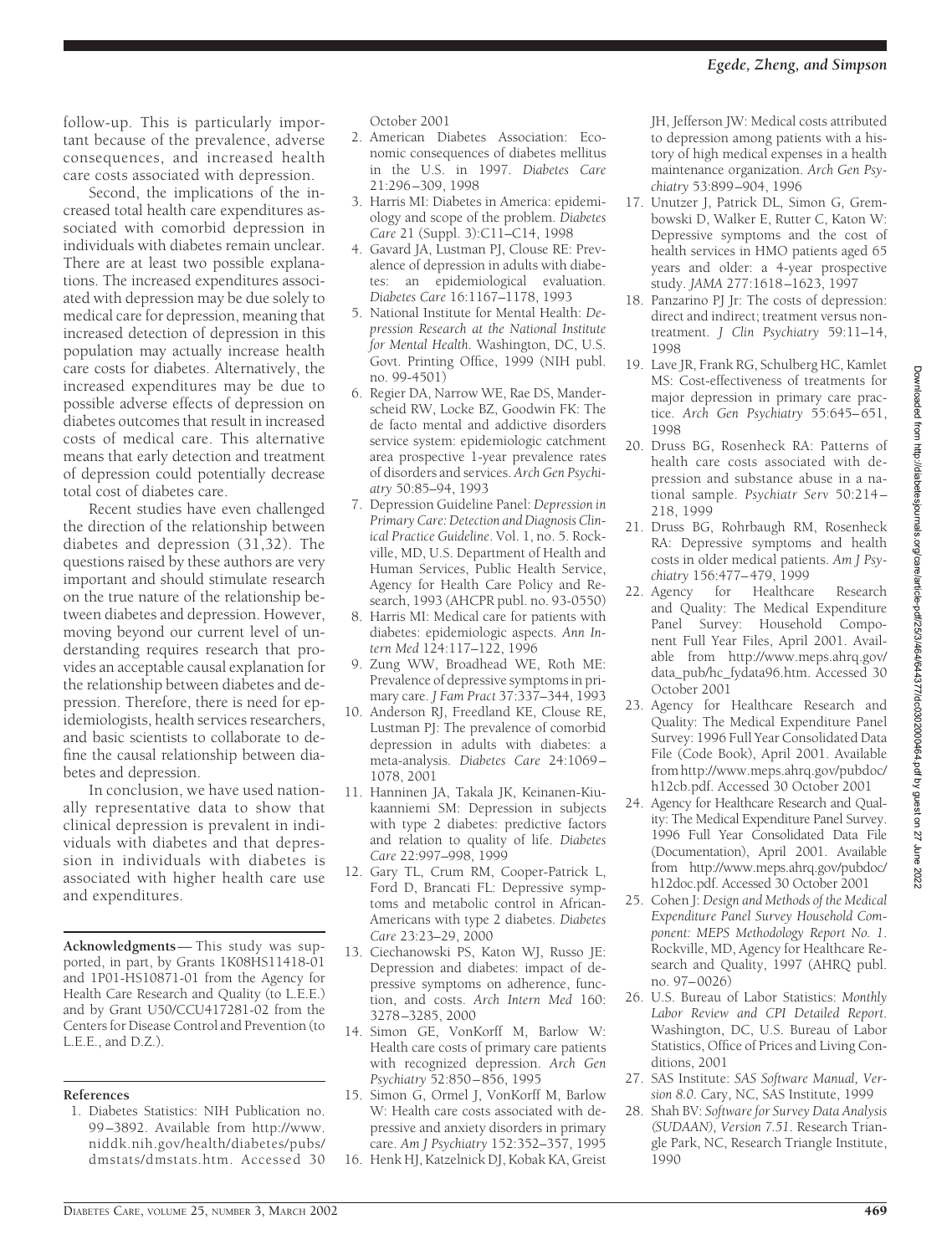follow-up. This is particularly important because of the prevalence, adverse consequences, and increased health care costs associated with depression.

Second, the implications of the increased total health care expenditures associated with comorbid depression in individuals with diabetes remain unclear. There are at least two possible explanations. The increased expenditures associated with depression may be due solely to medical care for depression, meaning that increased detection of depression in this population may actually increase health care costs for diabetes. Alternatively, the increased expenditures may be due to possible adverse effects of depression on diabetes outcomes that result in increased costs of medical care. This alternative means that early detection and treatment of depression could potentially decrease total cost of diabetes care.

Recent studies have even challenged the direction of the relationship between diabetes and depression (31,32). The questions raised by these authors are very important and should stimulate research on the true nature of the relationship between diabetes and depression. However, moving beyond our current level of understanding requires research that provides an acceptable causal explanation for the relationship between diabetes and depression. Therefore, there is need for epidemiologists, health services researchers, and basic scientists to collaborate to define the causal relationship between diabetes and depression.

In conclusion, we have used nationally representative data to show that clinical depression is prevalent in individuals with diabetes and that depression in individuals with diabetes is associated with higher health care use and expenditures.

**Acknowledgments**— This study was supported, in part, by Grants 1K08HS11418-01 and 1P01-HS10871-01 from the Agency for Health Care Research and Quality (to L.E.E.) and by Grant U50/CCU417281-02 from the Centers for Disease Control and Prevention (to L.E.E., and D.Z.).

## References

1. Diabetes Statistics: NIH Publication no. 99–3892. Available from http://www.niddk.nih.gov/health/diabetes/pubs/dmstats/dmstats.htm. Accessed 30 October 2001
2. American Diabetes Association: Economic consequences of diabetes mellitus in the U.S. in 1997. *Diabetes Care* 21:296–309, 1998
3. Harris MI: Diabetes in America: epidemiology and scope of the problem. *Diabetes Care* 21 (Suppl. 3):C11–C14, 1998
4. Gavard JA, Lustman PJ, Clouse RE: Prevalence of depression in adults with diabetes: an epidemiological evaluation. *Diabetes Care* 16:1167–1178, 1993
5. National Institute for Mental Health: *Depression Research at the National Institute for Mental Health*. Washington, DC, U.S. Govt. Printing Office, 1999 (NIH publ. no. 99-4501)
6. Regier DA, Narrow WE, Rae DS, Manderscheid RW, Locke BZ, Goodwin FK: The de facto mental and addictive disorders service system: epidemiologic catchment area prospective 1-year prevalence rates of disorders and services. *Arch Gen Psychiatry* 50:85–94, 1993
7. Depression Guideline Panel: *Depression in Primary Care: Detection and Diagnosis Clinical Practice Guideline*. Vol. 1, no. 5. Rockville, MD, U.S. Department of Health and Human Services, Public Health Service, Agency for Health Care Policy and Research, 1993 (AHCPR publ. no. 93-0550)
8. Harris MI: Medical care for patients with diabetes: epidemiologic aspects. *Ann Intern Med* 124:117–122, 1996
9. Zung WW, Broadhead WE, Roth ME: Prevalence of depressive symptoms in primary care. *J Fam Pract* 37:337–344, 1993
10. Anderson RJ, Freedland KE, Clouse RE, Lustman PJ: The prevalence of comorbid depression in adults with diabetes: a meta-analysis. *Diabetes Care* 24:1069–1078, 2001
11. Hanninen JA, Takala JK, Keinanen-Kiukaanniemi SM: Depression in subjects with type 2 diabetes: predictive factors and relation to quality of life. *Diabetes Care* 22:997–998, 1999
12. Gary TL, Crum RM, Cooper-Patrick L, Ford D, Brancati FL: Depressive symptoms and metabolic control in African-Americans with type 2 diabetes. *Diabetes Care* 23:23–29, 2000
13. Ciechanowski PS, Katon WJ, Russo JE: Depression and diabetes: impact of depressive symptoms on adherence, function, and costs. *Arch Intern Med* 160: 3278–3285, 2000
14. Simon GE, VonKorff M, Barlow W: Health care costs of primary care patients with recognized depression. *Arch Gen Psychiatry* 52:850–856, 1995
15. Simon G, Ormel J, VonKorff M, Barlow W: Health care costs associated with depressive and anxiety disorders in primary care. *Am J Psychiatry* 152:352–357, 1995
16. Henk HJ, Katzelnick DJ, Kobak KA, Greist JH, Jefferson JW: Medical costs attributed to depression among patients with a history of high medical expenses in a health maintenance organization. *Arch Gen Psychiatry* 53:899–904, 1996
17. Unutzer J, Patrick DL, Simon G, Grembowski D, Walker E, Rutter C, Katon W: Depressive symptoms and the cost of health services in HMO patients aged 65 years and older: a 4-year prospective study. *JAMA* 277:1618–1623, 1997
18. Panzarino PJ Jr: The costs of depression: direct and indirect; treatment versus nontreatment. *J Clin Psychiatry* 59:11–14, 1998
19. Lave JR, Frank RG, Schulberg HC, Kamlet MS: Cost-effectiveness of treatments for major depression in primary care practice. *Arch Gen Psychiatry* 55:645–651, 1998
20. Druss BG, Rosenheck RA: Patterns of health care costs associated with depression and substance abuse in a national sample. *Psychiatr Serv* 50:214–218, 1999
21. Druss BG, Rohrbaugh RM, Rosenheck RA: Depressive symptoms and health costs in older medical patients. *Am J Psychiatry* 156:477–479, 1999
22. Agency for Healthcare Research and Quality: The Medical Expenditure Panel Survey: Household Component Full Year Files, April 2001. Available from http://www.meps.ahrq.gov/data_pub/hc_fydata96.htm. Accessed 30 October 2001
23. Agency for Healthcare Research and Quality: The Medical Expenditure Panel Survey: 1996 Full Year Consolidated Data File (Code Book), April 2001. Available from http://www.meps.ahrq.gov/pubdoc/h12cb.pdf. Accessed 30 October 2001
24. Agency for Healthcare Research and Quality: The Medical Expenditure Panel Survey. 1996 Full Year Consolidated Data File (Documentation), April 2001. Available from http://www.meps.ahrq.gov/pubdoc/h12doc.pdf. Accessed 30 October 2001
25. Cohen J: *Design and Methods of the Medical Expenditure Panel Survey Household Component: MEPS Methodology Report No. 1*. Rockville, MD, Agency for Healthcare Research and Quality, 1997 (AHRQ publ. no. 97–0026)
26. U.S. Bureau of Labor Statistics: *Monthly Labor Review and CPI Detailed Report*. Washington, DC, U.S. Bureau of Labor Statistics, Office of Prices and Living Conditions, 2001
27. SAS Institute: *SAS Software Manual, Version 8.0*. Cary, NC, SAS Institute, 1999
28. Shah BV: *Software for Survey Data Analysis (SUDAAN), Version 7.51*. Research Triangle Park, NC, Research Triangle Institute, 1990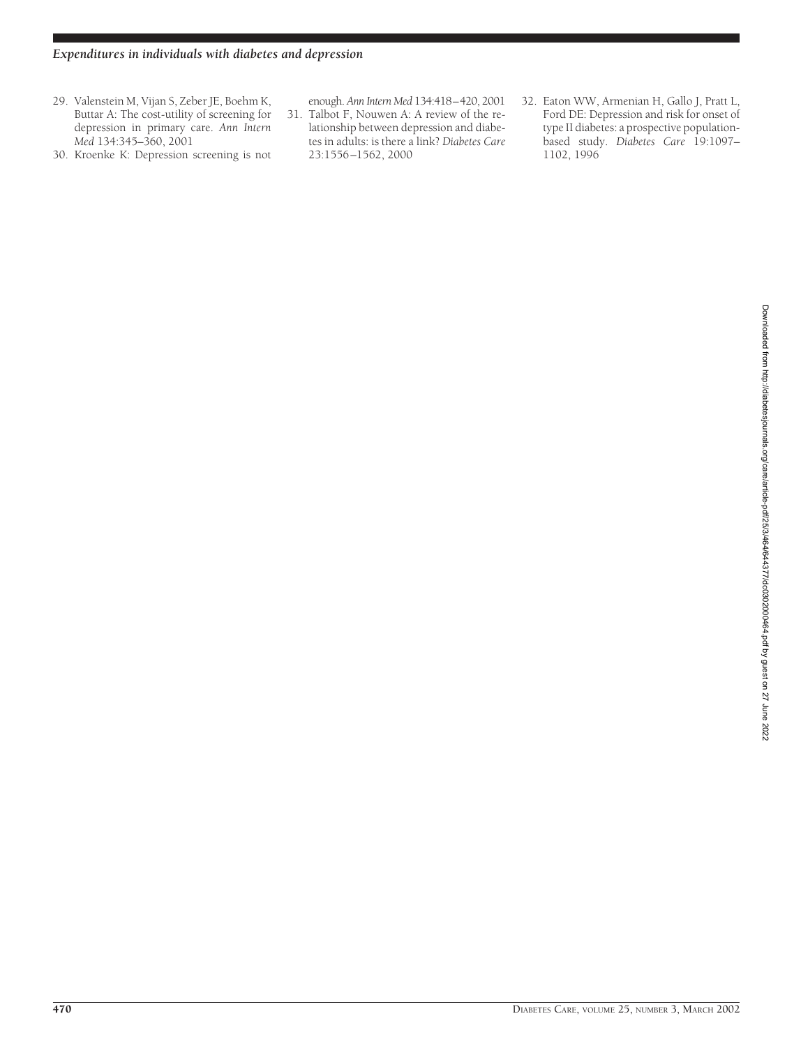29. Valenstein M, Vijan S, Zeber JE, Boehm K, Buttar A: The cost-utility of screening for depression in primary care. *Ann Intern Med* 134:345–360, 2001
30. Kroenke K: Depression screening is not enough. *Ann Intern Med* 134:418–420, 2001
31. Talbot F, Nouwen A: A review of the relationship between depression and diabetes in adults: is there a link? *Diabetes Care* 23:1556–1562, 2000
32. Eaton WW, Armenian H, Gallo J, Pratt L, Ford DE: Depression and risk for onset of type II diabetes: a prospective population-based study. *Diabetes Care* 19:1097–1102, 1996